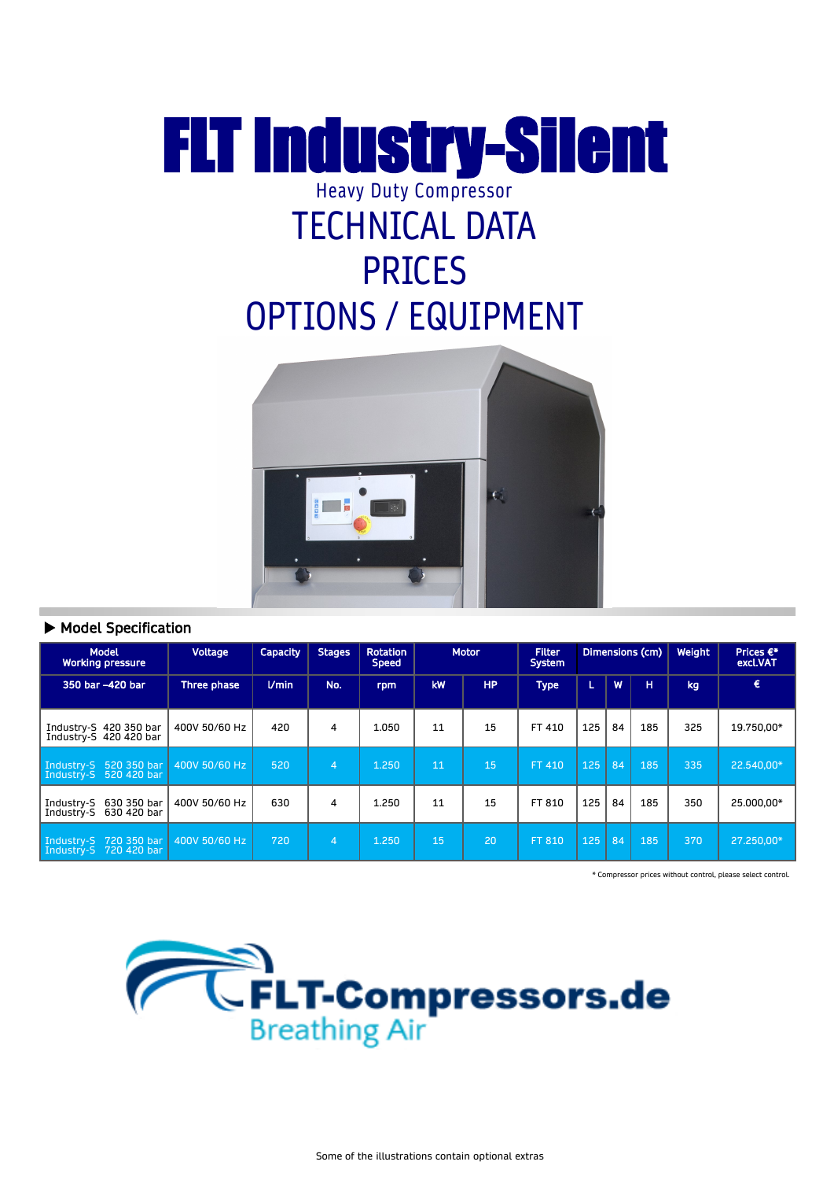# FLT Industry-Silent

Heavy Duty Compressor

## TECHNICAL DATA

## PRICES

## OPTIONS / EQUIPMENT

▶ **Model Specification**

| Model Working pressure | Voltage | Capacity | Stages | Rotation Speed | Motor | | Filter System | Dimensions (cm) | | | Weight | Prices €* excl.VAT |
|---|---|---|---|---|---|---|---|---|---|---|---|---|
| 350 bar –420 bar | Three phase | l/min | No. | rpm | kW | HP | Type | L | W | H | kg | € |
| Industry-S 420 350 bar Industry-S 420 420 bar | 400V 50/60 Hz | 420 | 4 | 1.050 | 11 | 15 | FT 410 | 125 | 84 | 185 | 325 | 19.750,00* |
| Industry-S 520 350 bar Industry-S 520 420 bar | 400V 50/60 Hz | 520 | 4 | 1.250 | 11 | 15 | FT 410 | 125 | 84 | 185 | 335 | 22.540,00* |
| Industry-S 630 350 bar Industry-S 630 420 bar | 400V 50/60 Hz | 630 | 4 | 1.250 | 11 | 15 | FT 810 | 125 | 84 | 185 | 350 | 25.000,00* |
| Industry-S 720 350 bar Industry-S 720 420 bar | 400V 50/60 Hz | 720 | 4 | 1.250 | 15 | 20 | FT 810 | 125 | 84 | 185 | 370 | 27.250,00* |

* Compressor prices without control, please select control.

FLT-Compressors.de
Breathing Air

Some of the illustrations contain optional extras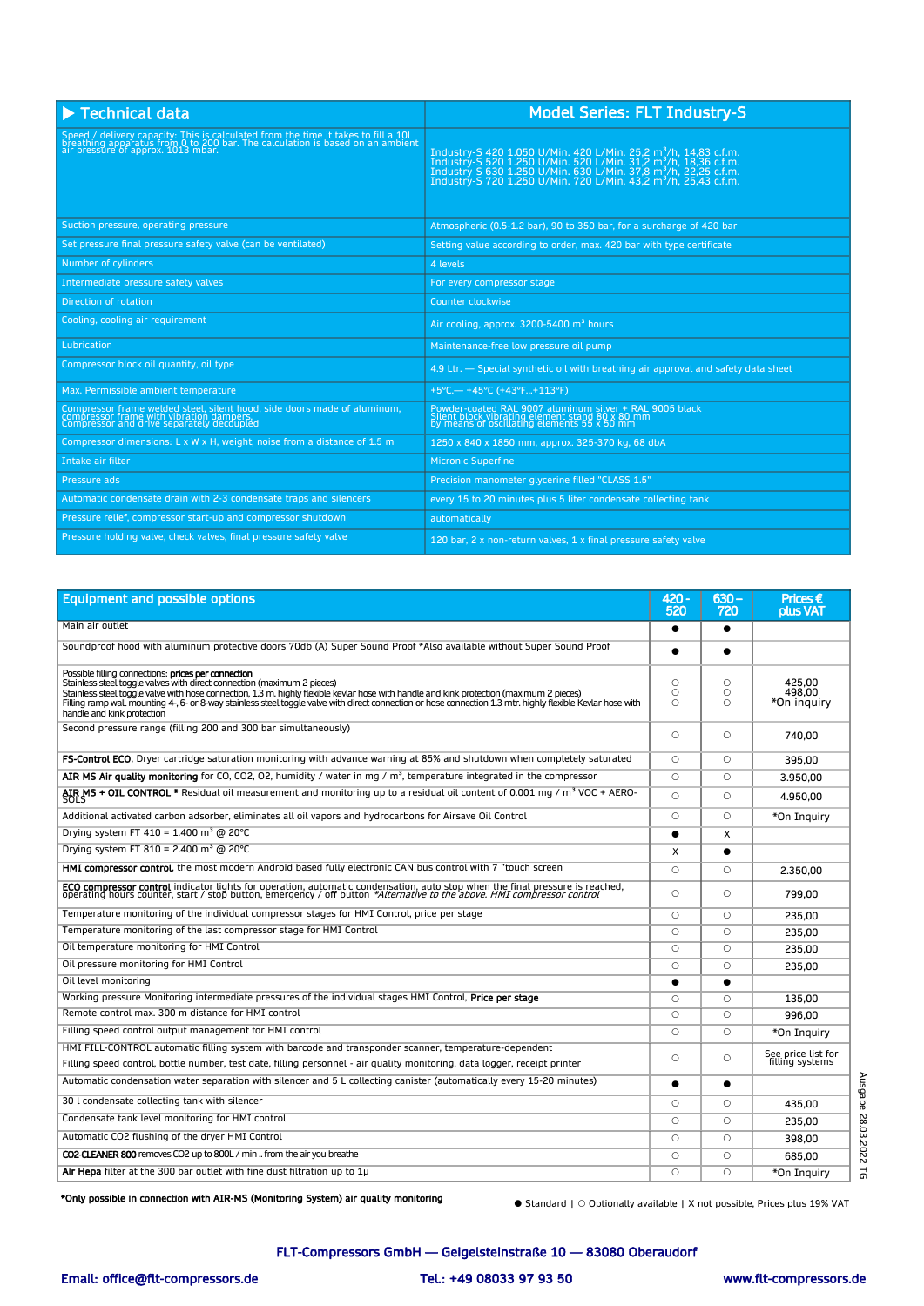| ▶ Technical data | Model Series: FLT Industry-S |
|---|---|
| Speed / delivery capacity: This is calculated from the time it takes to fill a 10L breathing apparatus from 0 to 200 bar. The calculation is based on an ambient air pressure of approx. 1013 mbar. | Industry-S 420 1.050 U/Min. 420 L/Min. 25,2 m³/h, 14,83 c.f.m.<br>Industry-S 520 1.250 U/Min. 520 L/Min. 31,2 m³/h, 18,36 c.f.m.<br>Industry-S 630 1.250 U/Min. 630 L/Min. 37,8 m³/h, 22,25 c.f.m.<br>Industry-S 720 1.250 U/Min. 720 L/Min. 43,2 m³/h, 25,43 c.f.m. |
| Suction pressure, operating pressure | Atmospheric (0.5-1.2 bar), 90 to 350 bar, for a surcharge of 420 bar |
| Set pressure final pressure safety valve (can be ventilated) | Setting value according to order, max. 420 bar with type certificate |
| Number of cylinders | 4 levels |
| Intermediate pressure safety valves | For every compressor stage |
| Direction of rotation | Counter clockwise |
| Cooling, cooling air requirement | Air cooling, approx. 3200-5400 m³ hours |
| Lubrication | Maintenance-free low pressure oil pump |
| Compressor block oil quantity, oil type | 4.9 Ltr. — Special synthetic oil with breathing air approval and safety data sheet |
| Max. Permissible ambient temperature | +5°C.— +45°C (+43°F...+113°F) |
| Compressor frame welded steel, silent hood, side doors made of aluminum, compressor frame with vibration dampers, Compressor and drive separately decoupled | Powder-coated RAL 9007 aluminum silver + RAL 9005 black<br>Silent block vibrating element stand 80 x 80 mm<br>by means of oscillating elements 55 x 50 mm |
| Compressor dimensions: L x W x H, weight, noise from a distance of 1.5 m | 1250 x 840 x 1850 mm, approx. 325-370 kg, 68 dbA |
| Intake air filter | Micronic Superfine |
| Pressure ads | Precision manometer glycerine filled "CLASS 1.5" |
| Automatic condensate drain with 2-3 condensate traps and silencers | every 15 to 20 minutes plus 5 liter condensate collecting tank |
| Pressure relief, compressor start-up and compressor shutdown | automatically |
| Pressure holding valve, check valves, final pressure safety valve | 120 bar, 2 x non-return valves, 1 x final pressure safety valve |

| Equipment and possible options | 420 - 520 | 630 – 720 | Prices € plus VAT |
|---|---|---|---|
| Main air outlet | ● | ● | |
| Soundproof hood with aluminum protective doors 70db (A) Super Sound Proof *Also available without Super Sound Proof | ● | ● | |
| Possible filling connections: **prices per connection**<br>Stainless steel toggle valves with direct connection (maximum 2 pieces)<br>Stainless steel toggle valve with hose connection, 1.3 m. highly flexible kevlar hose with handle and kink protection (maximum 2 pieces)<br>Filling ramp wall mounting 4-, 6- or 8-way stainless steel toggle valve with direct connection or hose connection 1.3 mtr. highly flexible Kevlar hose with handle and kink protection | ○<br>○<br>○ | ○<br>○<br>○ | 425,00<br>498,00<br>*On inquiry |
| Second pressure range (filling 200 and 300 bar simultaneously) | ○ | ○ | 740,00 |
| **FS-Control ECO**, Dryer cartridge saturation monitoring with advance warning at 85% and shutdown when completely saturated | ○ | ○ | 395,00 |
| **AIR MS Air quality monitoring** for CO, CO2, O2, humidity / water in mg / m³, temperature integrated in the compressor | ○ | ○ | 3.950,00 |
| **AIR MS + OIL CONTROL *** Residual oil measurement and monitoring up to a residual oil content of 0.001 mg / m³ VOC + AERO-SOLS | ○ | ○ | 4.950,00 |
| Additional activated carbon adsorber, eliminates all oil vapors and hydrocarbons for Airsave Oil Control | ○ | ○ | *On Inquiry |
| Drying system FT 410 = 1.400 m³ @ 20°C | ● | X | |
| Drying system FT 810 = 2.400 m³ @ 20°C | X | ● | |
| **HMI compressor control**, the most modern Android based fully electronic CAN bus control with 7 "touch screen | ○ | ○ | 2.350,00 |
| **ECO compressor control** indicator lights for operation, automatic condensation, auto stop when the final pressure is reached, operating hours counter, start / stop button, emergency / off button *\*Alternative to the above. HMI compressor control* | ○ | ○ | 799,00 |
| Temperature monitoring of the individual compressor stages for HMI Control, price per stage | ○ | ○ | 235,00 |
| Temperature monitoring of the last compressor stage for HMI Control | ○ | ○ | 235,00 |
| Oil temperature monitoring for HMI Control | ○ | ○ | 235,00 |
| Oil pressure monitoring for HMI Control | ○ | ○ | 235,00 |
| Oil level monitoring | ● | ● | |
| Working pressure Monitoring intermediate pressures of the individual stages HMI Control, **Price per stage** | ○ | ○ | 135,00 |
| Remote control max. 300 m distance for HMI control | ○ | ○ | 996,00 |
| Filling speed control output management for HMI control | ○ | ○ | *On Inquiry |
| HMI FILL-CONTROL automatic filling system with barcode and transponder scanner, temperature-dependent<br>Filling speed control, bottle number, test date, filling personnel - air quality monitoring, data logger, receipt printer | ○ | ○ | See price list for filling systems |
| Automatic condensation water separation with silencer and 5 L collecting canister (automatically every 15-20 minutes) | ● | ● | |
| 30 l condensate collecting tank with silencer | ○ | ○ | 435,00 |
| Condensate tank level monitoring for HMI control | ○ | ○ | 235,00 |
| Automatic CO2 flushing of the dryer HMI Control | ○ | ○ | 398,00 |
| **CO2-CLEANER 800** removes CO2 up to 800L / min .. from the air you breathe | ○ | ○ | 685,00 |
| **Air Hepa** filter at the 300 bar outlet with fine dust filtration up to 1µ | ○ | ○ | *On Inquiry |

***Only possible in connection with AIR-MS (Monitoring System) air quality monitoring**

● Standard | ○ Optionally available | X not possible, Prices plus 19% VAT

Ausgabe 28.03.2022 TG

FLT-Compressors GmbH — Geigelsteinstraße 10 — 83080 Oberaudorf

Email: office@flt-compressors.de    Tel.: +49 08033 97 93 50    www.flt-compressors.de